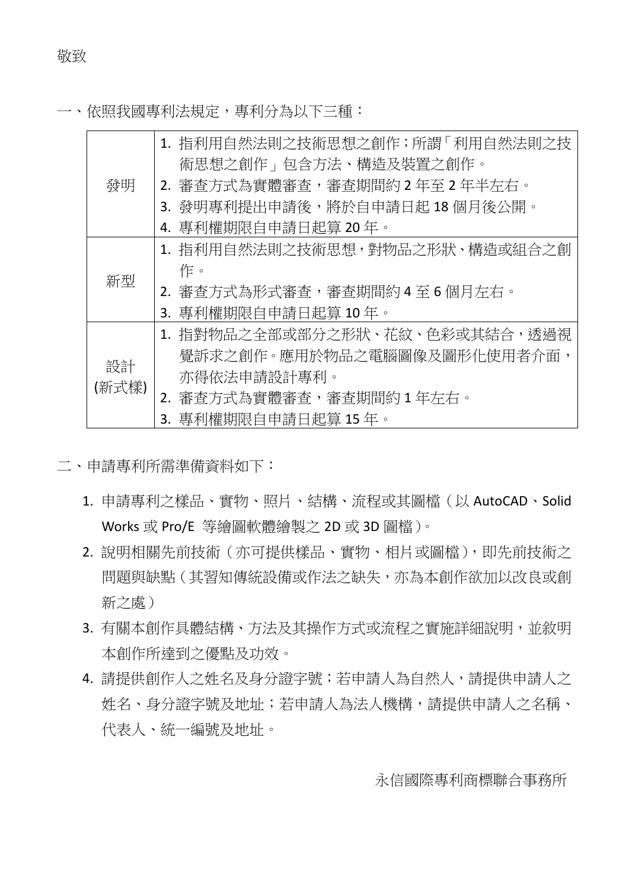敬致

一、依照我國專利法規定，專利分為以下三種：

| | |
|---|---|
| 發明 | 1. 指利用自然法則之技術思想之創作；所謂「利用自然法則之技術思想之創作」包含方法、構造及裝置之創作。<br>2. 審查方式為實體審查，審查期間約 2 年至 2 年半左右。<br>3. 發明專利提出申請後，將於自申請日起 18 個月後公開。<br>4. 專利權期限自申請日起算 20 年。 |
| 新型 | 1. 指利用自然法則之技術思想，對物品之形狀、構造或組合之創作。<br>2. 審查方式為形式審查，審查期間約 4 至 6 個月左右。<br>3. 專利權期限自申請日起算 10 年。 |
| 設計<br>(新式樣) | 1. 指對物品之全部或部分之形狀、花紋、色彩或其結合，透過視覺訴求之創作。應用於物品之電腦圖像及圖形化使用者介面，亦得依法申請設計專利。<br>2. 審查方式為實體審查，審查期間約 1 年左右。<br>3. 專利權期限自申請日起算 15 年。 |

二、申請專利所需準備資料如下：

1. 申請專利之樣品、實物、照片、結構、流程或其圖檔（以 AutoCAD、Solid Works 或 Pro/E 等繪圖軟體繪製之 2D 或 3D 圖檔）。
2. 說明相關先前技術（亦可提供樣品、實物、相片或圖檔），即先前技術之問題與缺點（其習知傳統設備或作法之缺失，亦為本創作欲加以改良或創新之處）
3. 有關本創作具體結構、方法及其操作方式或流程之實施詳細說明，並敘明本創作所達到之優點及功效。
4. 請提供創作人之姓名及身分證字號；若申請人為自然人，請提供申請人之姓名、身分證字號及地址；若申請人為法人機構，請提供申請人之名稱、代表人、統一編號及地址。

永信國際專利商標聯合事務所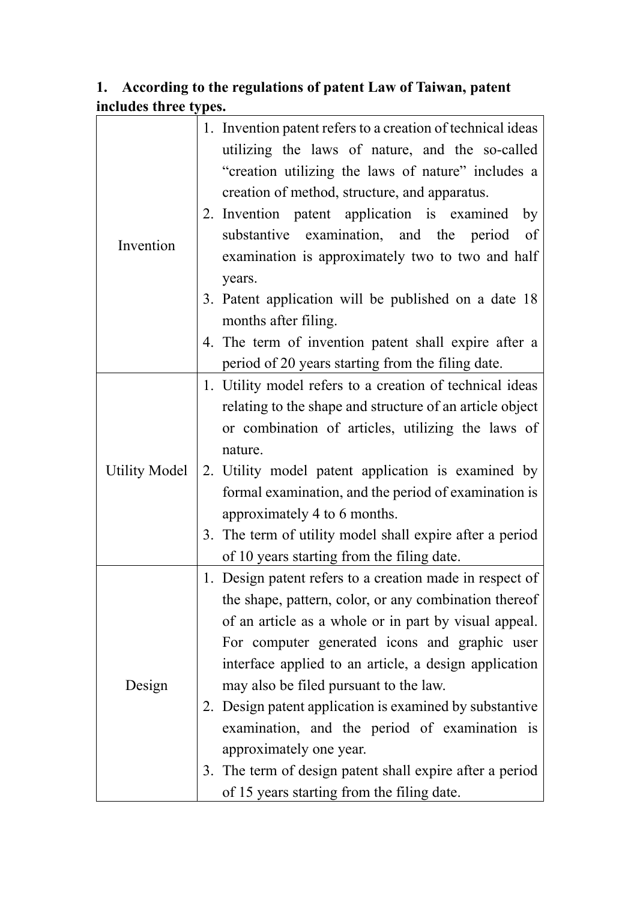**1. According to the regulations of patent Law of Taiwan, patent includes three types.**

| | |
|---|---|
| Invention | 1. Invention patent refers to a creation of technical ideas utilizing the laws of nature, and the so-called "creation utilizing the laws of nature" includes a creation of method, structure, and apparatus.<br>2. Invention patent application is examined by substantive examination, and the period of examination is approximately two to two and half years.<br>3. Patent application will be published on a date 18 months after filing.<br>4. The term of invention patent shall expire after a period of 20 years starting from the filing date. |
| Utility Model | 1. Utility model refers to a creation of technical ideas relating to the shape and structure of an article object or combination of articles, utilizing the laws of nature.<br>2. Utility model patent application is examined by formal examination, and the period of examination is approximately 4 to 6 months.<br>3. The term of utility model shall expire after a period of 10 years starting from the filing date. |
| Design | 1. Design patent refers to a creation made in respect of the shape, pattern, color, or any combination thereof of an article as a whole or in part by visual appeal. For computer generated icons and graphic user interface applied to an article, a design application may also be filed pursuant to the law.<br>2. Design patent application is examined by substantive examination, and the period of examination is approximately one year.<br>3. The term of design patent shall expire after a period of 15 years starting from the filing date. |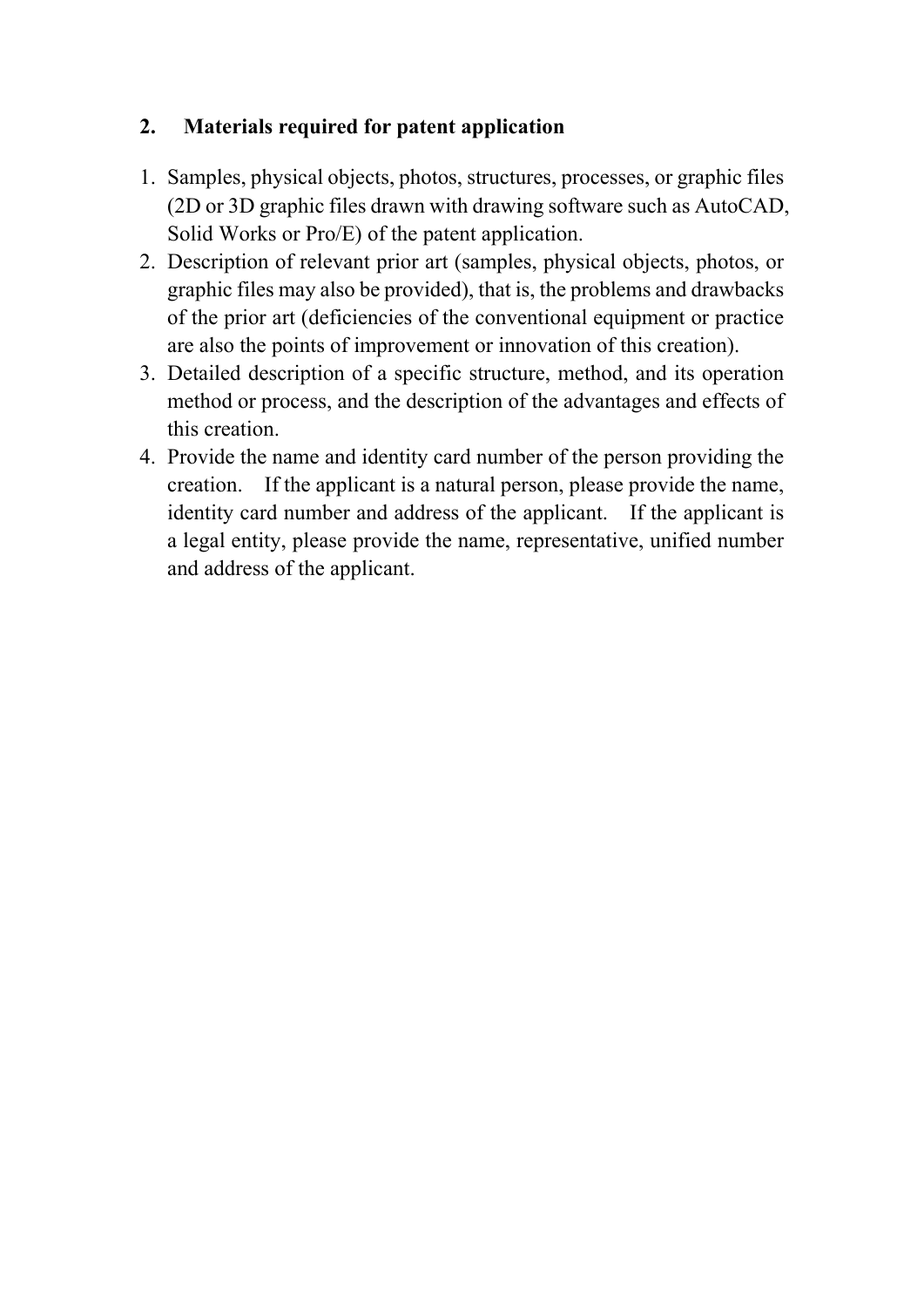## 2. Materials required for patent application

1. Samples, physical objects, photos, structures, processes, or graphic files (2D or 3D graphic files drawn with drawing software such as AutoCAD, Solid Works or Pro/E) of the patent application.
2. Description of relevant prior art (samples, physical objects, photos, or graphic files may also be provided), that is, the problems and drawbacks of the prior art (deficiencies of the conventional equipment or practice are also the points of improvement or innovation of this creation).
3. Detailed description of a specific structure, method, and its operation method or process, and the description of the advantages and effects of this creation.
4. Provide the name and identity card number of the person providing the creation. If the applicant is a natural person, please provide the name, identity card number and address of the applicant. If the applicant is a legal entity, please provide the name, representative, unified number and address of the applicant.